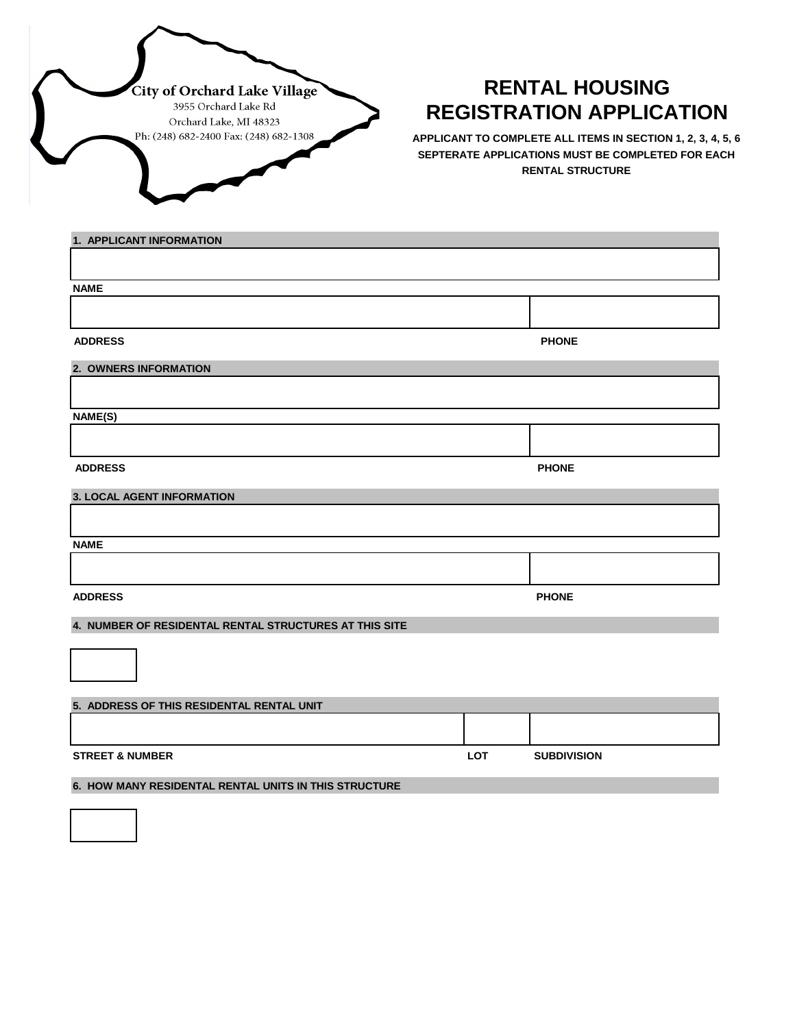**City of Orchard Lake Village**
3955 Orchard Lake Rd
Orchard Lake, MI 48323
Ph: (248) 682-2400 Fax: (248) 682-1308

# RENTAL HOUSING REGISTRATION APPLICATION

**APPLICANT TO COMPLETE ALL ITEMS IN SECTION 1, 2, 3, 4, 5, 6**
**SEPTERATE APPLICATIONS MUST BE COMPLETED FOR EACH RENTAL STRUCTURE**

## 1. APPLICANT INFORMATION

**NAME**

**ADDRESS** **PHONE**

## 2. OWNERS INFORMATION

**NAME(S)**

**ADDRESS** **PHONE**

## 3. LOCAL AGENT INFORMATION

**NAME**

**ADDRESS** **PHONE**

## 4. NUMBER OF RESIDENTAL RENTAL STRUCTURES AT THIS SITE

## 5. ADDRESS OF THIS RESIDENTAL RENTAL UNIT

**STREET & NUMBER** **LOT** **SUBDIVISION**

## 6. HOW MANY RESIDENTAL RENTAL UNITS IN THIS STRUCTURE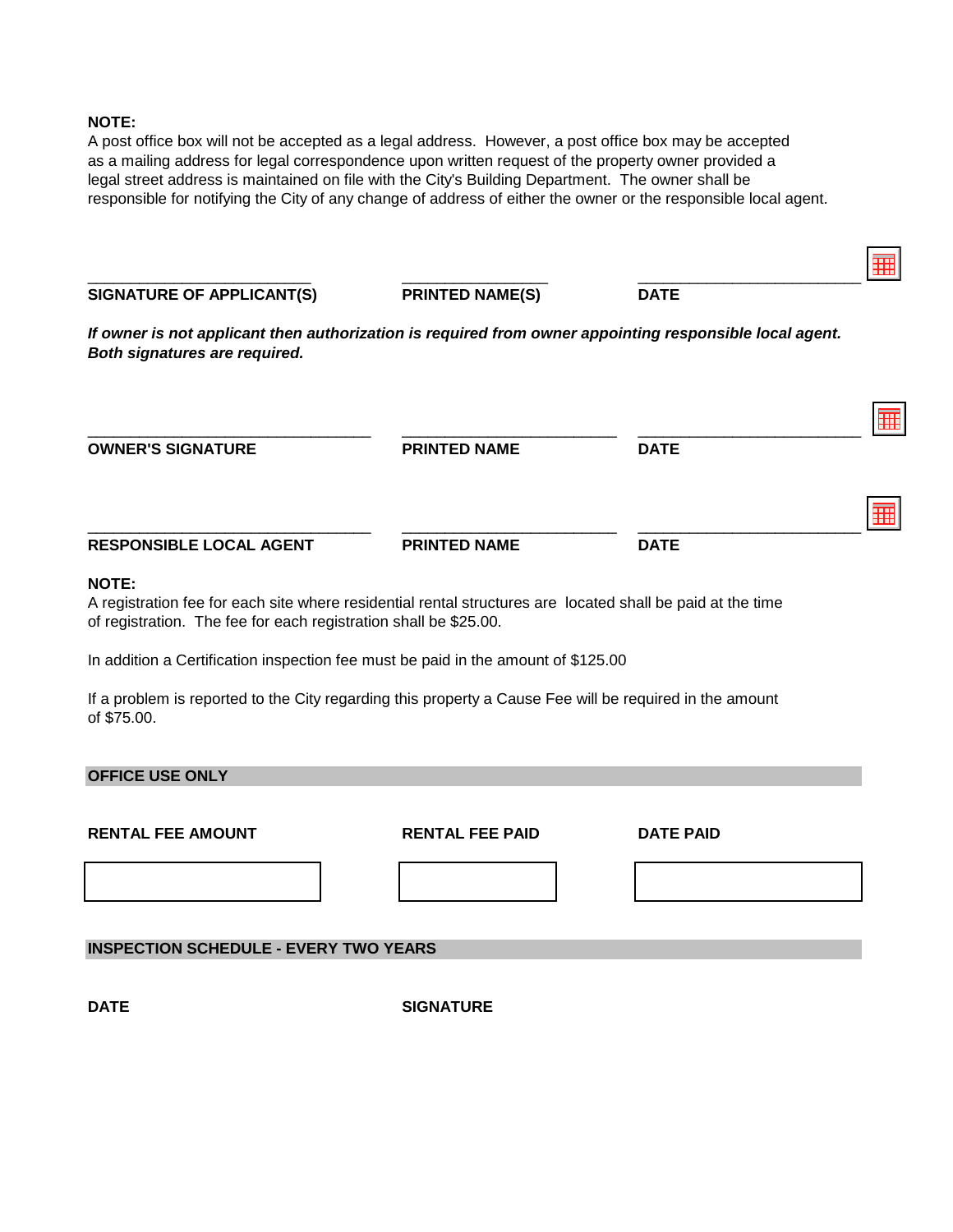**NOTE:**
A post office box will not be accepted as a legal address. However, a post office box may be accepted as a mailing address for legal correspondence upon written request of the property owner provided a legal street address is maintained on file with the City's Building Department. The owner shall be responsible for notifying the City of any change of address of either the owner or the responsible local agent.

| | | |
|---|---|---|
| ___________________________ | _________________ | ___________________________ |
| **SIGNATURE OF APPLICANT(S)** | **PRINTED NAME(S)** | **DATE** |

***If owner is not applicant then authorization is required from owner appointing responsible local agent. Both signatures are required.***

| | | |
|---|---|---|
| __________________________________ | __________________________ | ___________________________ |
| **OWNER'S SIGNATURE** | **PRINTED NAME** | **DATE** |
| __________________________________ | __________________________ | ___________________________ |
| **RESPONSIBLE LOCAL AGENT** | **PRINTED NAME** | **DATE** |

**NOTE:**
A registration fee for each site where residential rental structures are located shall be paid at the time of registration. The fee for each registration shall be $25.00.

In addition a Certification inspection fee must be paid in the amount of $125.00

If a problem is reported to the City regarding this property a Cause Fee will be required in the amount of $75.00.

**OFFICE USE ONLY**

| RENTAL FEE AMOUNT | RENTAL FEE PAID | DATE PAID |
|---|---|---|
| | | |

**INSPECTION SCHEDULE - EVERY TWO YEARS**

| DATE | SIGNATURE |
|---|---|
| | |